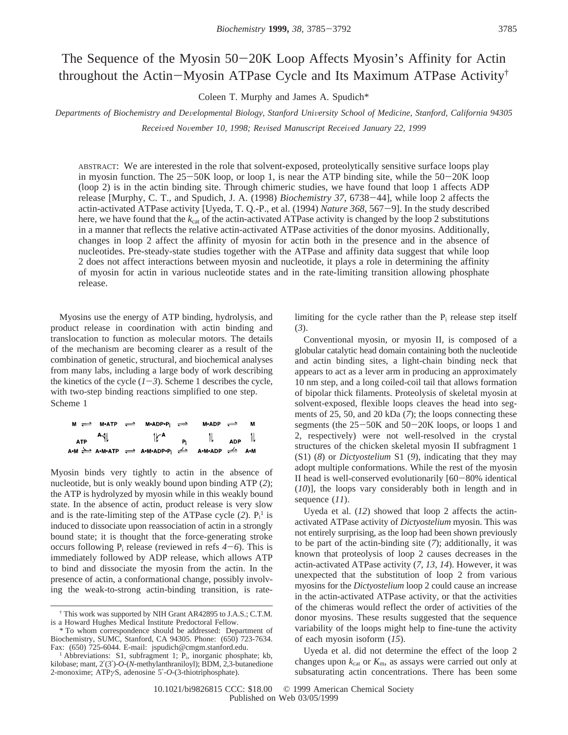# The Sequence of the Myosin 50−20K Loop Affects Myosin's Affinity for Actin throughout the Actin−Myosin ATPase Cycle and Its Maximum ATPase Activity†

Coleen T. Murphy and James A. Spudich*

*Departments of Biochemistry and Developmental Biology, Stanford University School of Medicine, Stanford, California 94305*

*Received November 10, 1998; Revised Manuscript Received January 22, 1999*

ABSTRACT: We are interested in the role that solvent-exposed, proteolytically sensitive surface loops play in myosin function. The 25−50K loop, or loop 1, is near the ATP binding site, while the 50−20K loop (loop 2) is in the actin binding site. Through chimeric studies, we have found that loop 1 affects ADP release [Murphy, C. T., and Spudich, J. A. (1998) *Biochemistry 37*, 6738−44], while loop 2 affects the actin-activated ATPase activity [Uyeda, T. Q.-P., et al. (1994) *Nature 368*, 567−9]. In the study described here, we have found that the $k_{cat}$ of the actin-activated ATPase activity is changed by the loop 2 substitutions in a manner that reflects the relative actin-activated ATPase activities of the donor myosins. Additionally, changes in loop 2 affect the affinity of myosin for actin both in the presence and in the absence of nucleotides. Pre-steady-state studies together with the ATPase and affinity data suggest that while loop 2 does not affect interactions between myosin and nucleotide, it plays a role in determining the affinity of myosin for actin in various nucleotide states and in the rate-limiting transition allowing phosphate release.

Myosins use the energy of ATP binding, hydrolysis, and product release in coordination with actin binding and translocation to function as molecular motors. The details of the mechanism are becoming clearer as a result of the combination of genetic, structural, and biochemical analyses from many labs, including a large body of work describing the kinetics of the cycle (*1−3*). Scheme 1 describes the cycle, with two-step binding reactions simplified to one step.

Scheme 1

$$
\begin{array}{ccccccccc}
\text{M} & \rightleftharpoons & \text{M•ATP} & \rightleftharpoons & \text{M•ADP•P}_i & \rightleftharpoons & \text{M•ADP} & \rightleftharpoons & \text{M} \\
\text{ATP} & & \updownarrow \text{A} & & \updownarrow \text{A} & \text{P}_i & \updownarrow & \text{ADP} & \updownarrow \\
\text{A•M} & \rightleftharpoons & \text{A•M•ATP} & \rightleftharpoons & \text{A•M•ADP•P}_i & \rightleftharpoons & \text{A•M•ADP} & \rightleftharpoons & \text{A•M}
\end{array}
$$

Myosin binds very tightly to actin in the absence of nucleotide, but is only weakly bound upon binding ATP (*2*); the ATP is hydrolyzed by myosin while in this weakly bound state. In the absence of actin, product release is very slow and is the rate-limiting step of the ATPase cycle (*2*). $P_i$[1] is induced to dissociate upon reassociation of actin in a strongly bound state; it is thought that the force-generating stroke occurs following $P_i$ release (reviewed in refs *4−6*). This is immediately followed by ADP release, which allows ATP to bind and dissociate the myosin from the actin. In the presence of actin, a conformational change, possibly involving the weak-to-strong actin-binding transition, is rate-limiting for the cycle rather than the $P_i$ release step itself (*3*).

Conventional myosin, or myosin II, is composed of a globular catalytic head domain containing both the nucleotide and actin binding sites, a light-chain binding neck that appears to act as a lever arm in producing an approximately 10 nm step, and a long coiled-coil tail that allows formation of bipolar thick filaments. Proteolysis of skeletal myosin at solvent-exposed, flexible loops cleaves the head into segments of 25, 50, and 20 kDa (*7*); the loops connecting these segments (the 25−50K and 50−20K loops, or loops 1 and 2, respectively) were not well-resolved in the crystal structures of the chicken skeletal myosin II subfragment 1 (S1) (*8*) or *Dictyostelium* S1 (*9*), indicating that they may adopt multiple conformations. While the rest of the myosin II head is well-conserved evolutionarily [60−80% identical (*10*)], the loops vary considerably both in length and in sequence (*11*).

Uyeda et al. (*12*) showed that loop 2 affects the actin-activated ATPase activity of *Dictyostelium* myosin. This was not entirely surprising, as the loop had been shown previously to be part of the actin-binding site (*7*); additionally, it was known that proteolysis of loop 2 causes decreases in the actin-activated ATPase activity (*7, 13, 14*). However, it was unexpected that the substitution of loop 2 from various myosins for the *Dictyostelium* loop 2 could cause an increase in the actin-activated ATPase activity, or that the activities of the chimeras would reflect the order of activities of the donor myosins. These results suggested that the sequence variability of the loops might help to fine-tune the activity of each myosin isoform (*15*).

Uyeda et al. did not determine the effect of the loop 2 changes upon $k_{cat}$ or $K_m$, as assays were carried out only at subsaturating actin concentrations. There has been some

† This work was supported by NIH Grant AR42895 to J.A.S.; C.T.M. is a Howard Hughes Medical Institute Predoctoral Fellow.

\* To whom correspondence should be addressed: Department of Biochemistry, SUMC, Stanford, CA 94305. Phone: (650) 723-7634. Fax: (650) 725-6044. E-mail: jspudich@cmgm.stanford.edu.

[1] Abbreviations: S1, subfragment 1; $P_i$, inorganic phosphate; kb, kilobase; mant, 2′(3′)-*O*-(*N*-methylanthraniloyl); BDM, 2,3-butanedione 2-monoxime; ATPγS, adenosine 5′-*O*-(3-thiotriphosphate).

10.1021/bi9826815 CCC: $18.00 © 1999 American Chemical Society
Published on Web 03/05/1999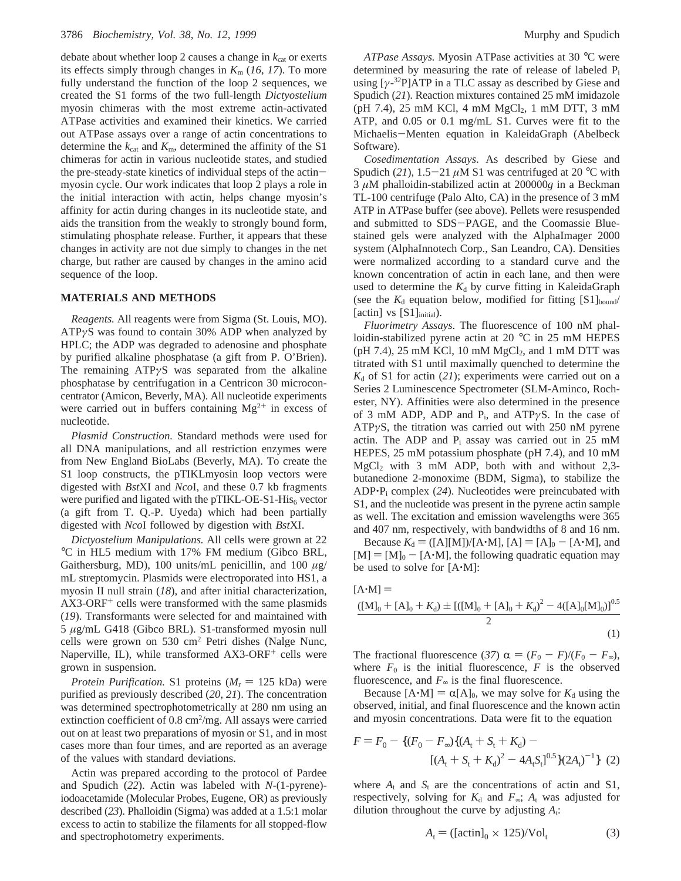debate about whether loop 2 causes a change in $k_{cat}$ or exerts its effects simply through changes in $K_m$ (16, 17). To more fully understand the function of the loop 2 sequences, we created the S1 forms of the two full-length *Dictyostelium* myosin chimeras with the most extreme actin-activated ATPase activities and examined their kinetics. We carried out ATPase assays over a range of actin concentrations to determine the $k_{cat}$ and $K_m$, determined the affinity of the S1 chimeras for actin in various nucleotide states, and studied the pre-steady-state kinetics of individual steps of the actin–myosin cycle. Our work indicates that loop 2 plays a role in the initial interaction with actin, helps change myosin's affinity for actin during changes in its nucleotide state, and aids the transition from the weakly to strongly bound form, stimulating phosphate release. Further, it appears that these changes in activity are not due simply to changes in the net charge, but rather are caused by changes in the amino acid sequence of the loop.

## MATERIALS AND METHODS

*Reagents.* All reagents were from Sigma (St. Louis, MO). ATP$\gamma$S was found to contain 30% ADP when analyzed by HPLC; the ADP was degraded to adenosine and phosphate by purified alkaline phosphatase (a gift from P. O'Brien). The remaining ATP$\gamma$S was separated from the alkaline phosphatase by centrifugation in a Centricon 30 microconcentrator (Amicon, Beverly, MA). All nucleotide experiments were carried out in buffers containing $Mg^{2+}$ in excess of nucleotide.

*Plasmid Construction.* Standard methods were used for all DNA manipulations, and all restriction enzymes were from New England BioLabs (Beverly, MA). To create the S1 loop constructs, the pTIKLmyosin loop vectors were digested with *Bst*XI and *Nco*I, and these 0.7 kb fragments were purified and ligated with the pTIKL-OE-S1-$His_6$ vector (a gift from T. Q.-P. Uyeda) which had been partially digested with *Nco*I followed by digestion with *Bst*XI.

*Dictyostelium Manipulations.* All cells were grown at 22 °C in HL5 medium with 17% FM medium (Gibco BRL, Gaithersburg, MD), 100 units/mL penicillin, and 100 $\mu$g/mL streptomycin. Plasmids were electroporated into HS1, a myosin II null strain (18), and after initial characterization, AX3-$ORF^+$ cells were transformed with the same plasmids (19). Transformants were selected for and maintained with 5 $\mu$g/mL G418 (Gibco BRL). S1-transformed myosin null cells were grown on 530 $cm^2$ Petri dishes (Nalge Nunc, Naperville, IL), while transformed AX3-$ORF^+$ cells were grown in suspension.

*Protein Purification.* S1 proteins ($M_r$ = 125 kDa) were purified as previously described (20, 21). The concentration was determined spectrophotometrically at 280 nm using an extinction coefficient of 0.8 $cm^2$/mg. All assays were carried out on at least two preparations of myosin or S1, and in most cases more than four times, and are reported as an average of the values with standard deviations.

Actin was prepared according to the protocol of Pardee and Spudich (22). Actin was labeled with *N*-(1-pyrene)-iodoacetamide (Molecular Probes, Eugene, OR) as previously described (23). Phalloidin (Sigma) was added at a 1.5:1 molar excess to actin to stabilize the filaments for all stopped-flow and spectrophotometry experiments.

*ATPase Assays.* Myosin ATPase activities at 30 °C were determined by measuring the rate of release of labeled $P_i$ using [$\gamma$-$^{32}$P]ATP in a TLC assay as described by Giese and Spudich (21). Reaction mixtures contained 25 mM imidazole (pH 7.4), 25 mM KCl, 4 mM $MgCl_2$, 1 mM DTT, 3 mM ATP, and 0.05 or 0.1 mg/mL S1. Curves were fit to the Michaelis–Menten equation in KaleidaGraph (Abelbeck Software).

*Cosedimentation Assays.* As described by Giese and Spudich (21), 1.5–21 $\mu$M S1 was centrifuged at 20 °C with 3 $\mu$M phalloidin-stabilized actin at 200000$g$ in a Beckman TL-100 centrifuge (Palo Alto, CA) in the presence of 3 mM ATP in ATPase buffer (see above). Pellets were resuspended and submitted to SDS–PAGE, and the Coomassie Blue-stained gels were analyzed with the AlphaImager 2000 system (AlphaInnotech Corp., San Leandro, CA). Densities were normalized according to a standard curve and the known concentration of actin in each lane, and then were used to determine the $K_d$ by curve fitting in KaleidaGraph (see the $K_d$ equation below, modified for fitting $[S1]_{bound}$/[actin] vs $[S1]_{initial}$).

*Fluorimetry Assays.* The fluorescence of 100 nM phalloidin-stabilized pyrene actin at 20 °C in 25 mM HEPES (pH 7.4), 25 mM KCl, 10 mM $MgCl_2$, and 1 mM DTT was titrated with S1 until maximally quenched to determine the $K_d$ of S1 for actin (21); experiments were carried out on a Series 2 Luminescence Spectrometer (SLM-Aminco, Rochester, NY). Affinities were also determined in the presence of 3 mM ADP, ADP and $P_i$, and ATP$\gamma$S. In the case of ATP$\gamma$S, the titration was carried out with 250 nM pyrene actin. The ADP and $P_i$ assay was carried out in 25 mM HEPES, 25 mM potassium phosphate (pH 7.4), and 10 mM $MgCl_2$ with 3 mM ADP, both with and without 2,3-butanedione 2-monoxime (BDM, Sigma), to stabilize the ADP·$P_i$ complex (24). Nucleotides were preincubated with S1, and the nucleotide was present in the pyrene actin sample as well. The excitation and emission wavelengths were 365 and 407 nm, respectively, with bandwidths of 8 and 16 nm.

Because $K_d = ([A][M])/[A{\cdot}M]$, $[A] = [A]_0 - [A{\cdot}M]$, and $[M] = [M]_0 - [A{\cdot}M]$, the following quadratic equation may be used to solve for $[A{\cdot}M]$:

$$[A{\cdot}M] = \frac{([M]_0 + [A]_0 + K_d) \pm [([M]_0 + [A]_0 + K_d)^2 - 4([A]_0[M]_0)]^{0.5}}{2} \quad (1)$$

The fractional fluorescence (37) $\alpha = (F_0 - F)/(F_0 - F_\infty)$, where $F_0$ is the initial fluorescence, $F$ is the observed fluorescence, and $F_\infty$ is the final fluorescence.

Because $[A{\cdot}M] = \alpha[A]_0$, we may solve for $K_d$ using the observed, initial, and final fluorescence and the known actin and myosin concentrations. Data were fit to the equation

$$F = F_0 - \{(F_0 - F_\infty)\{(A_t + S_t + K_d) - [(A_t + S_t + K_d)^2 - 4A_tS_t]^{0.5}\}(2A_t)^{-1}\} \quad (2)$$

where $A_t$ and $S_t$ are the concentrations of actin and S1, respectively, solving for $K_d$ and $F_\infty$; $A_t$ was adjusted for dilution throughout the curve by adjusting $A_t$:

$$A_t = ([\text{actin}]_0 \times 125)/\text{Vol}_t \quad (3)$$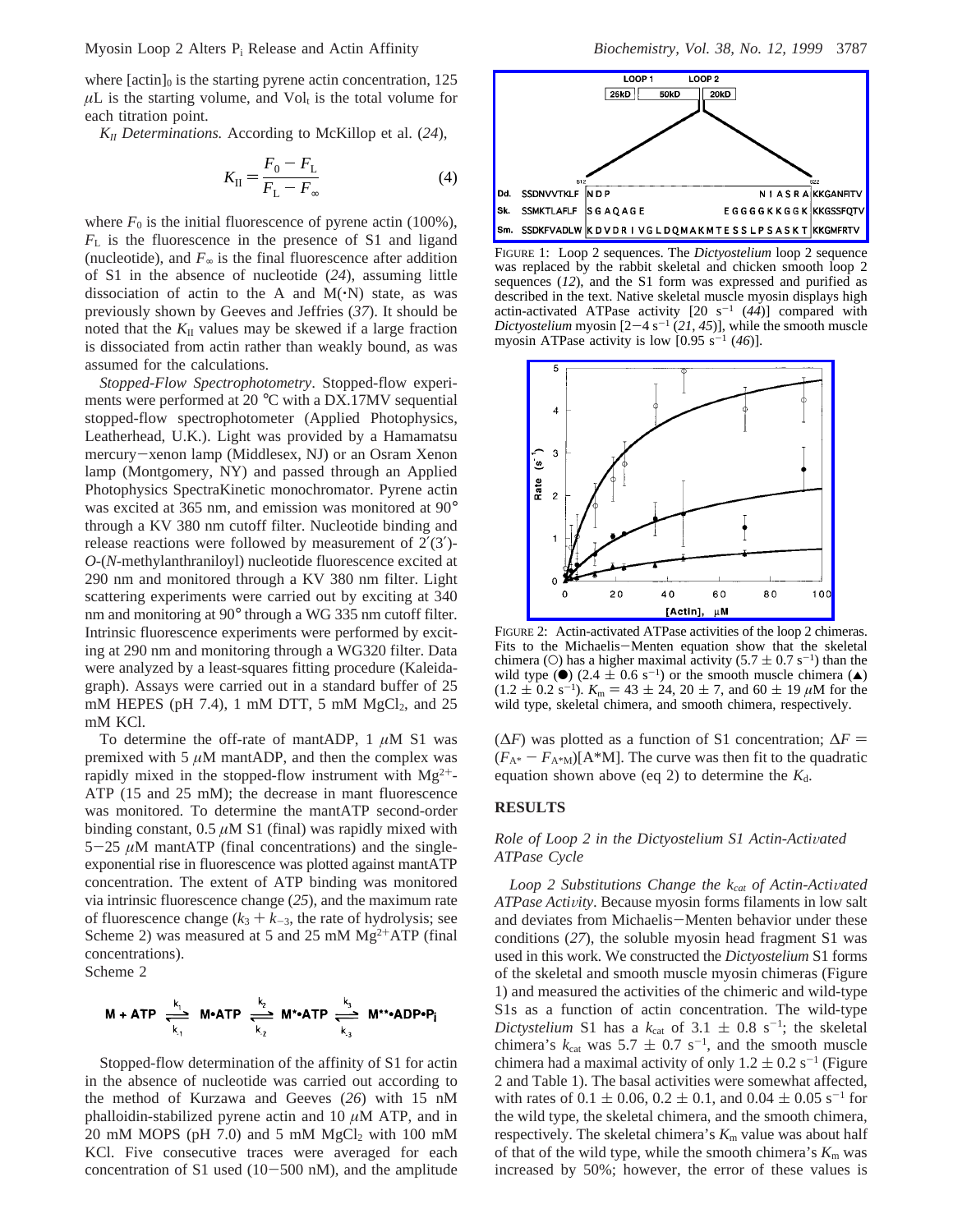where $[\text{actin}]_0$ is the starting pyrene actin concentration, 125 $\mu$L is the starting volume, and $\text{Vol}_t$ is the total volume for each titration point.

*$K_{II}$ Determinations.* According to McKillop et al. (*24*),

$$K_{II} = \frac{F_0 - F_L}{F_L - F_\infty} \quad (4)$$

where $F_0$ is the initial fluorescence of pyrene actin (100%), $F_L$ is the fluorescence in the presence of S1 and ligand (nucleotide), and $F_\infty$ is the final fluorescence after addition of S1 in the absence of nucleotide (*24*), assuming little dissociation of actin to the A and M(·N) state, as was previously shown by Geeves and Jeffries (*37*). It should be noted that the $K_{II}$ values may be skewed if a large fraction is dissociated from actin rather than weakly bound, as was assumed for the calculations.

*Stopped-Flow Spectrophotometry*. Stopped-flow experiments were performed at 20 °C with a DX.17MV sequential stopped-flow spectrophotometer (Applied Photophysics, Leatherhead, U.K.). Light was provided by a Hamamatsu mercury–xenon lamp (Middlesex, NJ) or an Osram Xenon lamp (Montgomery, NY) and passed through an Applied Photophysics SpectraKinetic monochromator. Pyrene actin was excited at 365 nm, and emission was monitored at 90° through a KV 380 nm cutoff filter. Nucleotide binding and release reactions were followed by measurement of 2′(3′)-*O*-(*N*-methylanthraniloyl) nucleotide fluorescence excited at 290 nm and monitored through a KV 380 nm filter. Light scattering experiments were carried out by exciting at 340 nm and monitoring at 90° through a WG 335 nm cutoff filter. Intrinsic fluorescence experiments were performed by exciting at 290 nm and monitoring through a WG320 filter. Data were analyzed by a least-squares fitting procedure (Kaleidagraph). Assays were carried out in a standard buffer of 25 mM HEPES (pH 7.4), 1 mM DTT, 5 mM $MgCl_2$, and 25 mM KCl.

To determine the off-rate of mantADP, 1 $\mu$M S1 was premixed with 5 $\mu$M mantADP, and then the complex was rapidly mixed in the stopped-flow instrument with $Mg^{2+}$-ATP (15 and 25 mM); the decrease in mant fluorescence was monitored. To determine the mantATP second-order binding constant, 0.5 $\mu$M S1 (final) was rapidly mixed with 5–25 $\mu$M mantATP (final concentrations) and the single-exponential rise in fluorescence was plotted against mantATP concentration. The extent of ATP binding was monitored via intrinsic fluorescence change (*25*), and the maximum rate of fluorescence change ($k_3 + k_{-3}$, the rate of hydrolysis; see Scheme 2) was measured at 5 and 25 mM $Mg^{2+}$ATP (final concentrations).

Scheme 2

$$\text{M} + \text{ATP} \underset{k_{-1}}{\overset{k_1}{\rightleftharpoons}} \text{M}{\cdot}\text{ATP} \underset{k_{-2}}{\overset{k_2}{\rightleftharpoons}} \text{M}^*{\cdot}\text{ATP} \underset{k_{-3}}{\overset{k_3}{\rightleftharpoons}} \text{M}^{**}{\cdot}\text{ADP}{\cdot}\text{P}_i$$

Stopped-flow determination of the affinity of S1 for actin in the absence of nucleotide was carried out according to the method of Kurzawa and Geeves (*26*) with 15 nM phalloidin-stabilized pyrene actin and 10 $\mu$M ATP, and in 20 mM MOPS (pH 7.0) and 5 mM $MgCl_2$ with 100 mM KCl. Five consecutive traces were averaged for each concentration of S1 used (10–500 nM), and the amplitude ($\Delta F$) was plotted as a function of S1 concentration; $\Delta F = (F_{A^*} - F_{A^*M})[A^*M]$. The curve was then fit to the quadratic equation shown above (eq 2) to determine the $K_d$.

FIGURE 1: Loop 2 sequences. The *Dictyostelium* loop 2 sequence was replaced by the rabbit skeletal and chicken smooth loop 2 sequences (*12*), and the S1 form was expressed and purified as described in the text. Native skeletal muscle myosin displays high actin-activated ATPase activity [20 $s^{-1}$ (*44*)] compared with *Dictyostelium* myosin [2–4 $s^{-1}$ (*21*, *45*)], while the smooth muscle myosin ATPase activity is low [0.95 $s^{-1}$ (*46*)].

FIGURE 2: Actin-activated ATPase activities of the loop 2 chimeras. Fits to the Michaelis–Menten equation show that the skeletal chimera (○) has a higher maximal activity (5.7 ± 0.7 $s^{-1}$) than the wild type (●) (2.4 ± 0.6 $s^{-1}$) or the smooth muscle chimera (▲) (1.2 ± 0.2 $s^{-1}$). $K_m$ = 43 ± 24, 20 ± 7, and 60 ± 19 $\mu$M for the wild type, skeletal chimera, and smooth chimera, respectively.

## RESULTS

### *Role of Loop 2 in the Dictyostelium S1 Actin-Activated ATPase Cycle*

*Loop 2 Substitutions Change the $k_{cat}$ of Actin-Activated ATPase Activity*. Because myosin forms filaments in low salt and deviates from Michaelis–Menten behavior under these conditions (*27*), the soluble myosin head fragment S1 was used in this work. We constructed the *Dictyostelium* S1 forms of the skeletal and smooth muscle myosin chimeras (Figure 1) and measured the activities of the chimeric and wild-type S1s as a function of actin concentration. The wild-type *Dictystelium* S1 has a $k_{cat}$ of 3.1 ± 0.8 $s^{-1}$; the skeletal chimera's $k_{cat}$ was 5.7 ± 0.7 $s^{-1}$, and the smooth muscle chimera had a maximal activity of only 1.2 ± 0.2 $s^{-1}$ (Figure 2 and Table 1). The basal activities were somewhat affected, with rates of 0.1 ± 0.06, 0.2 ± 0.1, and 0.04 ± 0.05 $s^{-1}$ for the wild type, the skeletal chimera, and the smooth chimera, respectively. The skeletal chimera's $K_m$ value was about half of that of the wild type, while the smooth chimera's $K_m$ was increased by 50%; however, the error of these values is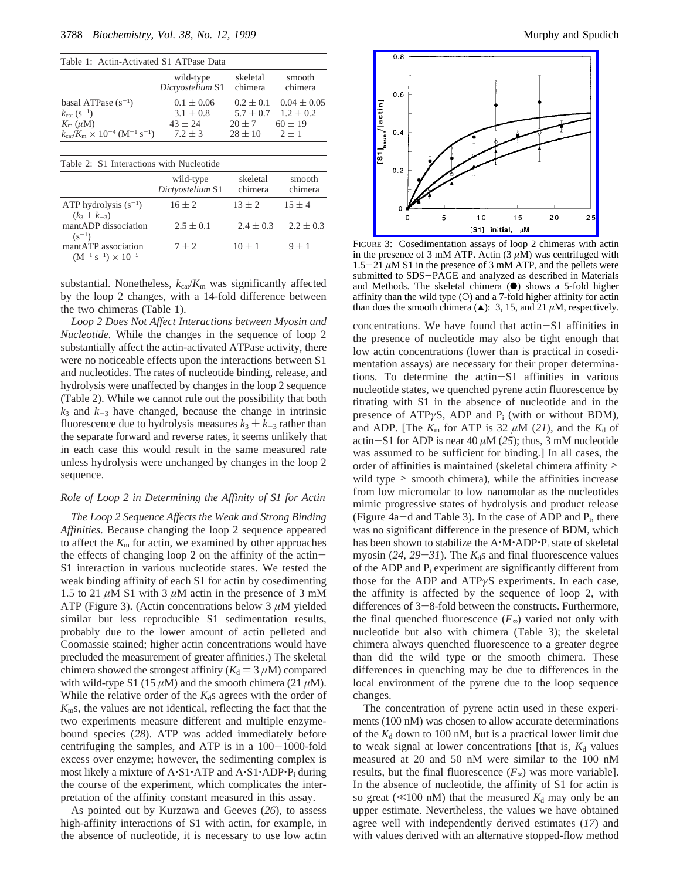Table 1: Actin-Activated S1 ATPase Data

| | wild-type *Dictyostelium* S1 | skeletal chimera | smooth chimera |
|---|---|---|---|
| basal ATPase ($s^{-1}$) | $0.1 \pm 0.06$ | $0.2 \pm 0.1$ | $0.04 \pm 0.05$ |
| $k_{cat}$ ($s^{-1}$) | $3.1 \pm 0.8$ | $5.7 \pm 0.7$ | $1.2 \pm 0.2$ |
| $K_m$ ($\mu$M) | $43 \pm 24$ | $20 \pm 7$ | $60 \pm 19$ |
| $k_{cat}/K_m \times 10^{-4}$ ($M^{-1}\,s^{-1}$) | $7.2 \pm 3$ | $28 \pm 10$ | $2 \pm 1$ |

Table 2: S1 Interactions with Nucleotide

| | wild-type *Dictyostelium* S1 | skeletal chimera | smooth chimera |
|---|---|---|---|
| ATP hydrolysis ($s^{-1}$) ($k_3 + k_{-3}$) | $16 \pm 2$ | $13 \pm 2$ | $15 \pm 4$ |
| mantADP dissociation ($s^{-1}$) | $2.5 \pm 0.1$ | $2.4 \pm 0.3$ | $2.2 \pm 0.3$ |
| mantATP association ($M^{-1}\,s^{-1}$) $\times 10^{-5}$ | $7 \pm 2$ | $10 \pm 1$ | $9 \pm 1$ |

substantial. Nonetheless, $k_{cat}/K_m$ was significantly affected by the loop 2 changes, with a 14-fold difference between the two chimeras (Table 1).

*Loop 2 Does Not Affect Interactions between Myosin and Nucleotide.* While the changes in the sequence of loop 2 substantially affect the actin-activated ATPase activity, there were no noticeable effects upon the interactions between S1 and nucleotides. The rates of nucleotide binding, release, and hydrolysis were unaffected by changes in the loop 2 sequence (Table 2). While we cannot rule out the possibility that both $k_3$ and $k_{-3}$ have changed, because the change in intrinsic fluorescence due to hydrolysis measures $k_3 + k_{-3}$ rather than the separate forward and reverse rates, it seems unlikely that in each case this would result in the same measured rate unless hydrolysis were unchanged by changes in the loop 2 sequence.

### Role of Loop 2 in Determining the Affinity of S1 for Actin

*The Loop 2 Sequence Affects the Weak and Strong Binding Affinities.* Because changing the loop 2 sequence appeared to affect the $K_m$ for actin, we examined by other approaches the effects of changing loop 2 on the affinity of the actin−S1 interaction in various nucleotide states. We tested the weak binding affinity of each S1 for actin by cosedimenting 1.5 to 21 $\mu$M S1 with 3 $\mu$M actin in the presence of 3 mM ATP (Figure 3). (Actin concentrations below 3 $\mu$M yielded similar but less reproducible S1 sedimentation results, probably due to the lower amount of actin pelleted and Coomassie stained; higher actin concentrations would have precluded the measurement of greater affinities.) The skeletal chimera showed the strongest affinity ($K_d$ = 3 $\mu$M) compared with wild-type S1 (15 $\mu$M) and the smooth chimera (21 $\mu$M). While the relative order of the $K_d$s agrees with the order of $K_m$s, the values are not identical, reflecting the fact that the two experiments measure different and multiple enzyme-bound species (*28*). ATP was added immediately before centrifuging the samples, and ATP is in a 100−1000-fold excess over enzyme; however, the sedimenting complex is most likely a mixture of A·S1·ATP and A·S1·ADP·$P_i$ during the course of the experiment, which complicates the interpretation of the affinity constant measured in this assay.

As pointed out by Kurzawa and Geeves (*26*), to assess high-affinity interactions of S1 with actin, for example, in the absence of nucleotide, it is necessary to use low actin concentrations. We have found that actin−S1 affinities in the presence of nucleotide may also be tight enough that low actin concentrations (lower than is practical in cosedimentation assays) are necessary for their proper determinations. To determine the actin−S1 affinities in various nucleotide states, we quenched pyrene actin fluorescence by titrating with S1 in the absence of nucleotide and in the presence of ATP$\gamma$S, ADP and $P_i$ (with or without BDM), and ADP. [The $K_m$ for ATP is 32 $\mu$M (*21*), and the $K_d$ of actin−S1 for ADP is near 40 $\mu$M (*25*); thus, 3 mM nucleotide was assumed to be sufficient for binding.] In all cases, the order of affinities is maintained (skeletal chimera affinity > wild type > smooth chimera), while the affinities increase from low micromolar to low nanomolar as the nucleotides mimic progressive states of hydrolysis and product release (Figure 4a−d and Table 3). In the case of ADP and $P_i$, there was no significant difference in the presence of BDM, which has been shown to stabilize the A·M·ADP·$P_i$ state of skeletal myosin (*24*, *29*−*31*). The $K_d$s and final fluorescence values of the ADP and $P_i$ experiment are significantly different from those for the ADP and ATP$\gamma$S experiments. In each case, the affinity is affected by the sequence of loop 2, with differences of 3−8-fold between the constructs. Furthermore, the final quenched fluorescence ($F_\infty$) varied not only with nucleotide but also with chimera (Table 3); the skeletal chimera always quenched fluorescence to a greater degree than did the wild type or the smooth chimera. These differences in quenching may be due to differences in the local environment of the pyrene due to the loop sequence changes.

FIGURE 3: Cosedimentation assays of loop 2 chimeras with actin in the presence of 3 mM ATP. Actin (3 $\mu$M) was centrifuged with 1.5−21 $\mu$M S1 in the presence of 3 mM ATP, and the pellets were submitted to SDS−PAGE and analyzed as described in Materials and Methods. The skeletal chimera (●) shows a 5-fold higher affinity than the wild type (○) and a 7-fold higher affinity for actin than does the smooth chimera (▲): 3, 15, and 21 $\mu$M, respectively.

The concentration of pyrene actin used in these experiments (100 nM) was chosen to allow accurate determinations of the $K_d$ down to 100 nM, but is a practical lower limit due to weak signal at lower concentrations [that is, $K_d$ values measured at 20 and 50 nM were similar to the 100 nM results, but the final fluorescence ($F_\infty$) was more variable]. In the absence of nucleotide, the affinity of S1 for actin is so great ($\ll$100 nM) that the measured $K_d$ may only be an upper estimate. Nevertheless, the values we have obtained agree well with independently derived estimates (*17*) and with values derived with an alternative stopped-flow method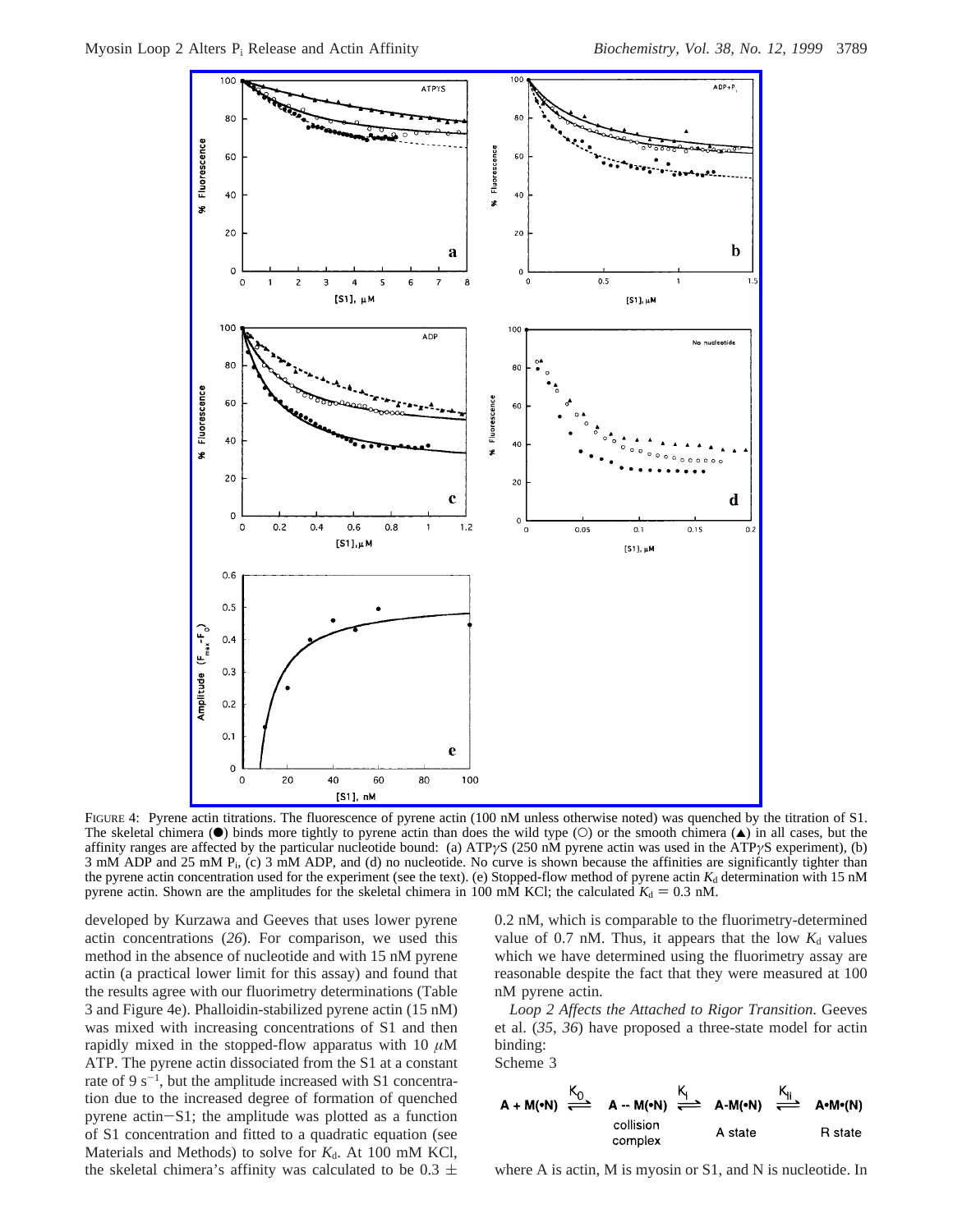FIGURE 4: Pyrene actin titrations. The fluorescence of pyrene actin (100 nM unless otherwise noted) was quenched by the titration of S1. The skeletal chimera (●) binds more tightly to pyrene actin than does the wild type (○) or the smooth chimera (▲) in all cases, but the affinity ranges are affected by the particular nucleotide bound: (a) ATPγS (250 nM pyrene actin was used in the ATPγS experiment), (b) 3 mM ADP and 25 mM $P_i$, (c) 3 mM ADP, and (d) no nucleotide. No curve is shown because the affinities are significantly tighter than the pyrene actin concentration used for the experiment (see the text). (e) Stopped-flow method of pyrene actin $K_d$ determination with 15 nM pyrene actin. Shown are the amplitudes for the skeletal chimera in 100 mM KCl; the calculated $K_d = 0.3$ nM.

developed by Kurzawa and Geeves that uses lower pyrene actin concentrations (*26*). For comparison, we used this method in the absence of nucleotide and with 15 nM pyrene actin (a practical lower limit for this assay) and found that the results agree with our fluorimetry determinations (Table 3 and Figure 4e). Phalloidin-stabilized pyrene actin (15 nM) was mixed with increasing concentrations of S1 and then rapidly mixed in the stopped-flow apparatus with 10 $\mu$M ATP. The pyrene actin dissociated from the S1 at a constant rate of 9 $s^{-1}$, but the amplitude increased with S1 concentration due to the increased degree of formation of quenched pyrene actin–S1; the amplitude was plotted as a function of S1 concentration and fitted to a quadratic equation (see Materials and Methods) to solve for $K_d$. At 100 mM KCl, the skeletal chimera's affinity was calculated to be 0.3 ± 0.2 nM, which is comparable to the fluorimetry-determined value of 0.7 nM. Thus, it appears that the low $K_d$ values which we have determined using the fluorimetry assay are reasonable despite the fact that they were measured at 100 nM pyrene actin.

*Loop 2 Affects the Attached to Rigor Transition.* Geeves et al. (*35*, *36*) have proposed a three-state model for actin binding:

Scheme 3

$$\mathrm{A + M(\bullet N)} \underset{}{\overset{K_0}{\rightleftharpoons}} \underset{\text{collision complex}}{\mathrm{A\text{--}M(\bullet N)}} \underset{}{\overset{K_I}{\rightleftharpoons}} \underset{\text{A state}}{\mathrm{A\text{-}M(\bullet N)}} \underset{}{\overset{K_{II}}{\rightleftharpoons}} \underset{\text{R state}}{\mathrm{A\bullet M\bullet (N)}}$$

where A is actin, M is myosin or S1, and N is nucleotide. In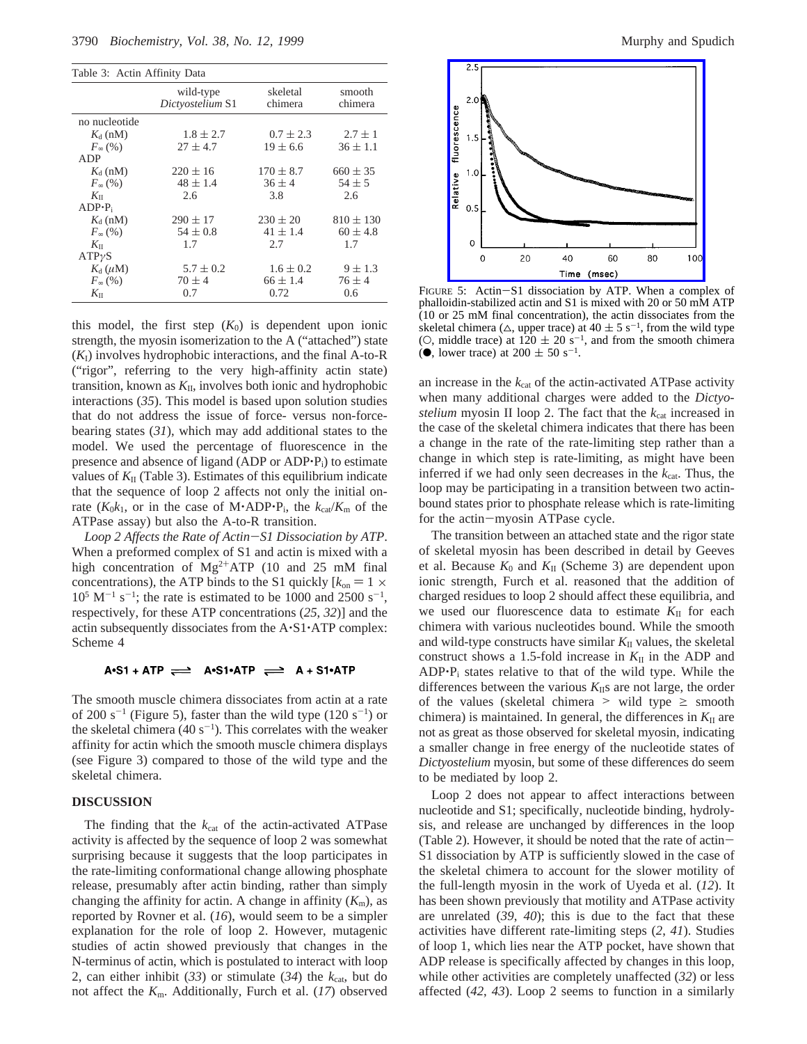Table 3: Actin Affinity Data

| | wild-type *Dictyostelium* S1 | skeletal chimera | smooth chimera |
|---|---|---|---|
| no nucleotide | | | |
| $K_d$ (nM) | $1.8 \pm 2.7$ | $0.7 \pm 2.3$ | $2.7 \pm 1$ |
| $F_\infty$ (%) | $27 \pm 4.7$ | $19 \pm 6.6$ | $36 \pm 1.1$ |
| ADP | | | |
| $K_d$ (nM) | $220 \pm 16$ | $170 \pm 8.7$ | $660 \pm 35$ |
| $F_\infty$ (%) | $48 \pm 1.4$ | $36 \pm 4$ | $54 \pm 5$ |
| $K_{II}$ | 2.6 | 3.8 | 2.6 |
| ADP·$P_i$ | | | |
| $K_d$ (nM) | $290 \pm 17$ | $230 \pm 20$ | $810 \pm 130$ |
| $F_\infty$ (%) | $54 \pm 0.8$ | $41 \pm 1.4$ | $60 \pm 4.8$ |
| $K_{II}$ | 1.7 | 2.7 | 1.7 |
| ATP$\gamma$S | | | |
| $K_d$ ($\mu$M) | $5.7 \pm 0.2$ | $1.6 \pm 0.2$ | $9 \pm 1.3$ |
| $F_\infty$ (%) | $70 \pm 4$ | $66 \pm 1.4$ | $76 \pm 4$ |
| $K_{II}$ | 0.7 | 0.72 | 0.6 |

this model, the first step ($K_0$) is dependent upon ionic strength, the myosin isomerization to the A ("attached") state ($K_I$) involves hydrophobic interactions, and the final A-to-R ("rigor", referring to the very high-affinity actin state) transition, known as $K_{II}$, involves both ionic and hydrophobic interactions (*35*). This model is based upon solution studies that do not address the issue of force- versus non-force-bearing states (*31*), which may add additional states to the model. We used the percentage of fluorescence in the presence and absence of ligand (ADP or ADP·$P_i$) to estimate values of $K_{II}$ (Table 3). Estimates of this equilibrium indicate that the sequence of loop 2 affects not only the initial on-rate ($K_0k_1$, or in the case of M·ADP·$P_i$, the $k_{cat}/K_m$ of the ATPase assay) but also the A-to-R transition.

*Loop 2 Affects the Rate of Actin–S1 Dissociation by ATP*. When a preformed complex of S1 and actin is mixed with a high concentration of $Mg^{2+}$ATP (10 and 25 mM final concentrations), the ATP binds to the S1 quickly [$k_{on} = 1 \times 10^5$ M$^{-1}$ s$^{-1}$; the rate is estimated to be 1000 and 2500 s$^{-1}$, respectively, for these ATP concentrations (*25*, *32*)] and the actin subsequently dissociates from the A·S1·ATP complex: Scheme 4

$$\text{A·S1 + ATP} \rightleftharpoons \text{A·S1·ATP} \rightleftharpoons \text{A + S1·ATP}$$

The smooth muscle chimera dissociates from actin at a rate of 200 s$^{-1}$ (Figure 5), faster than the wild type (120 s$^{-1}$) or the skeletal chimera (40 s$^{-1}$). This correlates with the weaker affinity for actin which the smooth muscle chimera displays (see Figure 3) compared to those of the wild type and the skeletal chimera.

FIGURE 5: Actin–S1 dissociation by ATP. When a complex of phalloidin-stabilized actin and S1 is mixed with 20 or 50 mM ATP (10 or 25 mM final concentration), the actin dissociates from the skeletal chimera (△, upper trace) at $40 \pm 5$ s$^{-1}$, from the wild type (○, middle trace) at $120 \pm 20$ s$^{-1}$, and from the smooth chimera (●, lower trace) at $200 \pm 50$ s$^{-1}$.

## DISCUSSION

The finding that the $k_{cat}$ of the actin-activated ATPase activity is affected by the sequence of loop 2 was somewhat surprising because it suggests that the loop participates in the rate-limiting conformational change allowing phosphate release, presumably after actin binding, rather than simply changing the affinity for actin. A change in affinity ($K_m$), as reported by Rovner et al. (*16*), would seem to be a simpler explanation for the role of loop 2. However, mutagenic studies of actin showed previously that changes in the N-terminus of actin, which is postulated to interact with loop 2, can either inhibit (*33*) or stimulate (*34*) the $k_{cat}$, but do not affect the $K_m$. Additionally, Furch et al. (*17*) observed an increase in the $k_{cat}$ of the actin-activated ATPase activity when many additional charges were added to the *Dictyostelium* myosin II loop 2. The fact that the $k_{cat}$ increased in the case of the skeletal chimera indicates that there has been a change in the rate of the rate-limiting step rather than a change in which step is rate-limiting, as might have been inferred if we had only seen decreases in the $k_{cat}$. Thus, the loop may be participating in a transition between two actin-bound states prior to phosphate release which is rate-limiting for the actin–myosin ATPase cycle.

The transition between an attached state and the rigor state of skeletal myosin has been described in detail by Geeves et al. Because $K_0$ and $K_{II}$ (Scheme 3) are dependent upon ionic strength, Furch et al. reasoned that the addition of charged residues to loop 2 should affect these equilibria, and we used our fluorescence data to estimate $K_{II}$ for each chimera with various nucleotides bound. While the smooth and wild-type constructs have similar $K_{II}$ values, the skeletal construct shows a 1.5-fold increase in $K_{II}$ in the ADP and ADP·$P_i$ states relative to that of the wild type. While the differences between the various $K_{II}$s are not large, the order of the values (skeletal chimera > wild type ≥ smooth chimera) is maintained. In general, the differences in $K_{II}$ are not as great as those observed for skeletal myosin, indicating a smaller change in free energy of the nucleotide states of *Dictyostelium* myosin, but some of these differences do seem to be mediated by loop 2.

Loop 2 does not appear to affect interactions between nucleotide and S1; specifically, nucleotide binding, hydrolysis, and release are unchanged by differences in the loop (Table 2). However, it should be noted that the rate of actin–S1 dissociation by ATP is sufficiently slowed in the case of the skeletal chimera to account for the slower motility of the full-length myosin in the work of Uyeda et al. (*12*). It has been shown previously that motility and ATPase activity are unrelated (*39*, *40*); this is due to the fact that these activities have different rate-limiting steps (*2*, *41*). Studies of loop 1, which lies near the ATP pocket, have shown that ADP release is specifically affected by changes in this loop, while other activities are completely unaffected (*32*) or less affected (*42*, *43*). Loop 2 seems to function in a similarly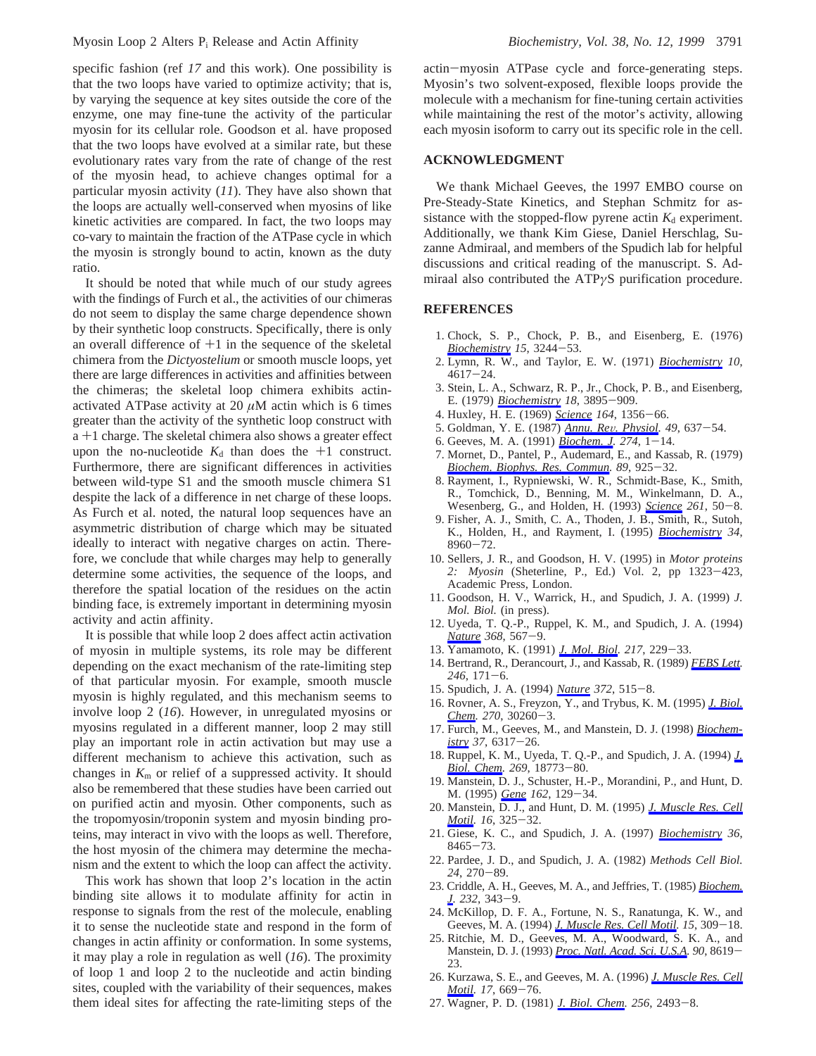specific fashion (ref *17* and this work). One possibility is that the two loops have varied to optimize activity; that is, by varying the sequence at key sites outside the core of the enzyme, one may fine-tune the activity of the particular myosin for its cellular role. Goodson et al. have proposed that the two loops have evolved at a similar rate, but these evolutionary rates vary from the rate of change of the rest of the myosin head, to achieve changes optimal for a particular myosin activity (*11*). They have also shown that the loops are actually well-conserved when myosins of like kinetic activities are compared. In fact, the two loops may co-vary to maintain the fraction of the ATPase cycle in which the myosin is strongly bound to actin, known as the duty ratio.

It should be noted that while much of our study agrees with the findings of Furch et al., the activities of our chimeras do not seem to display the same charge dependence shown by their synthetic loop constructs. Specifically, there is only an overall difference of +1 in the sequence of the skeletal chimera from the *Dictyostelium* or smooth muscle loops, yet there are large differences in activities and affinities between the chimeras; the skeletal loop chimera exhibits actin-activated ATPase activity at 20 $\mu$M actin which is 6 times greater than the activity of the synthetic loop construct with a +1 charge. The skeletal chimera also shows a greater effect upon the no-nucleotide $K_d$ than does the +1 construct. Furthermore, there are significant differences in activities between wild-type S1 and the smooth muscle chimera S1 despite the lack of a difference in net charge of these loops. As Furch et al. noted, the natural loop sequences have an asymmetric distribution of charge which may be situated ideally to interact with negative charges on actin. Therefore, we conclude that while charges may help to generally determine some activities, the sequence of the loops, and therefore the spatial location of the residues on the actin binding face, is extremely important in determining myosin activity and actin affinity.

It is possible that while loop 2 does affect actin activation of myosin in multiple systems, its role may be different depending on the exact mechanism of the rate-limiting step of that particular myosin. For example, smooth muscle myosin is highly regulated, and this mechanism seems to involve loop 2 (*16*). However, in unregulated myosins or myosins regulated in a different manner, loop 2 may still play an important role in actin activation but may use a different mechanism to achieve this activation, such as changes in $K_m$ or relief of a suppressed activity. It should also be remembered that these studies have been carried out on purified actin and myosin. Other components, such as the tropomyosin/troponin system and myosin binding proteins, may interact in vivo with the loops as well. Therefore, the host myosin of the chimera may determine the mechanism and the extent to which the loop can affect the activity.

This work has shown that loop 2's location in the actin binding site allows it to modulate affinity for actin in response to signals from the rest of the molecule, enabling it to sense the nucleotide state and respond in the form of changes in actin affinity or conformation. In some systems, it may play a role in regulation as well (*16*). The proximity of loop 1 and loop 2 to the nucleotide and actin binding sites, coupled with the variability of their sequences, makes them ideal sites for affecting the rate-limiting steps of the actin–myosin ATPase cycle and force-generating steps. Myosin's two solvent-exposed, flexible loops provide the molecule with a mechanism for fine-tuning certain activities while maintaining the rest of the motor's activity, allowing each myosin isoform to carry out its specific role in the cell.

## ACKNOWLEDGMENT

We thank Michael Geeves, the 1997 EMBO course on Pre-Steady-State Kinetics, and Stephan Schmitz for assistance with the stopped-flow pyrene actin $K_d$ experiment. Additionally, we thank Kim Giese, Daniel Herschlag, Suzanne Admiraal, and members of the Spudich lab for helpful discussions and critical reading of the manuscript. S. Admiraal also contributed the ATP$\gamma$S purification procedure.

## REFERENCES

1. Chock, S. P., Chock, P. B., and Eisenberg, E. (1976) *Biochemistry 15*, 3244–53.
2. Lymn, R. W., and Taylor, E. W. (1971) *Biochemistry 10*, 4617–24.
3. Stein, L. A., Schwarz, R. P., Jr., Chock, P. B., and Eisenberg, E. (1979) *Biochemistry 18*, 3895–909.
4. Huxley, H. E. (1969) *Science 164*, 1356–66.
5. Goldman, Y. E. (1987) *Annu. Rev. Physiol. 49*, 637–54.
6. Geeves, M. A. (1991) *Biochem. J. 274*, 1–14.
7. Mornet, D., Pantel, P., Audemard, E., and Kassab, R. (1979) *Biochem. Biophys. Res. Commun. 89*, 925–32.
8. Rayment, I., Rypniewski, W. R., Schmidt-Base, K., Smith, R., Tomchick, D., Benning, M. M., Winkelmann, D. A., Wesenberg, G., and Holden, H. (1993) *Science 261*, 50–8.
9. Fisher, A. J., Smith, C. A., Thoden, J. B., Smith, R., Sutoh, K., Holden, H., and Rayment, I. (1995) *Biochemistry 34*, 8960–72.
10. Sellers, J. R., and Goodson, H. V. (1995) in *Motor proteins 2: Myosin* (Sheterline, P., Ed.) Vol. 2, pp 1323–423, Academic Press, London.
11. Goodson, H. V., Warrick, H., and Spudich, J. A. (1999) *J. Mol. Biol.* (in press).
12. Uyeda, T. Q.-P., Ruppel, K. M., and Spudich, J. A. (1994) *Nature 368*, 567–9.
13. Yamamoto, K. (1991) *J. Mol. Biol. 217*, 229–33.
14. Bertrand, R., Derancourt, J., and Kassab, R. (1989) *FEBS Lett. 246*, 171–6.
15. Spudich, J. A. (1994) *Nature 372*, 515–8.
16. Rovner, A. S., Freyzon, Y., and Trybus, K. M. (1995) *J. Biol. Chem. 270*, 30260–3.
17. Furch, M., Geeves, M., and Manstein, D. J. (1998) *Biochemistry 37*, 6317–26.
18. Ruppel, K. M., Uyeda, T. Q.-P., and Spudich, J. A. (1994) *J. Biol. Chem. 269*, 18773–80.
19. Manstein, D. J., Schuster, H.-P., Morandini, P., and Hunt, D. M. (1995) *Gene 162*, 129–34.
20. Manstein, D. J., and Hunt, D. M. (1995) *J. Muscle Res. Cell Motil. 16*, 325–32.
21. Giese, K. C., and Spudich, J. A. (1997) *Biochemistry 36*, 8465–73.
22. Pardee, J. D., and Spudich, J. A. (1982) *Methods Cell Biol. 24*, 270–89.
23. Criddle, A. H., Geeves, M. A., and Jeffries, T. (1985) *Biochem. J. 232*, 343–9.
24. McKillop, D. F. A., Fortune, N. S., Ranatunga, K. W., and Geeves, M. A. (1994) *J. Muscle Res. Cell Motil. 15*, 309–18.
25. Ritchie, M. D., Geeves, M. A., Woodward, S. K. A., and Manstein, D. J. (1993) *Proc. Natl. Acad. Sci. U.S.A. 90*, 8619–23.
26. Kurzawa, S. E., and Geeves, M. A. (1996) *J. Muscle Res. Cell Motil. 17*, 669–76.
27. Wagner, P. D. (1981) *J. Biol. Chem. 256*, 2493–8.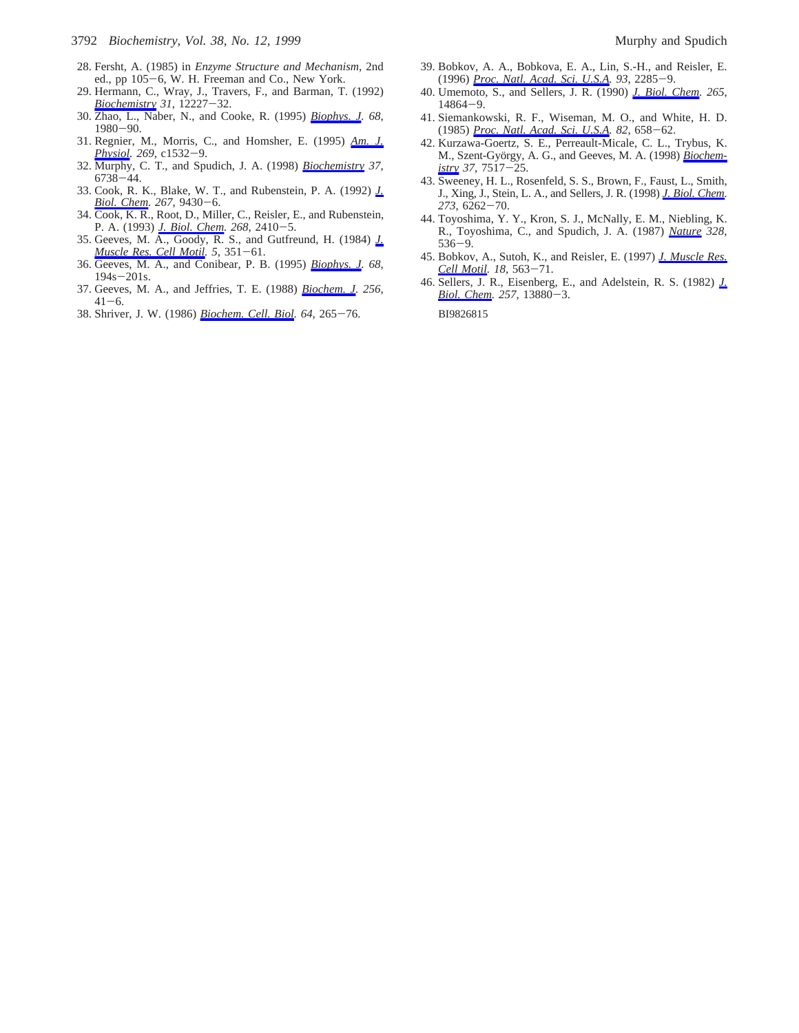28. Fersht, A. (1985) in *Enzyme Structure and Mechanism*, 2nd ed., pp 105−6, W. H. Freeman and Co., New York.
29. Hermann, C., Wray, J., Travers, F., and Barman, T. (1992) *Biochemistry 31*, 12227−32.
30. Zhao, L., Naber, N., and Cooke, R. (1995) *Biophys. J. 68*, 1980−90.
31. Regnier, M., Morris, C., and Homsher, E. (1995) *Am. J. Physiol. 269*, c1532−9.
32. Murphy, C. T., and Spudich, J. A. (1998) *Biochemistry 37*, 6738−44.
33. Cook, R. K., Blake, W. T., and Rubenstein, P. A. (1992) *J. Biol. Chem. 267*, 9430−6.
34. Cook, K. R., Root, D., Miller, C., Reisler, E., and Rubenstein, P. A. (1993) *J. Biol. Chem. 268*, 2410−5.
35. Geeves, M. A., Goody, R. S., and Gutfreund, H. (1984) *J. Muscle Res. Cell Motil. 5*, 351−61.
36. Geeves, M. A., and Conibear, P. B. (1995) *Biophys. J. 68*, 194s−201s.
37. Geeves, M. A., and Jeffries, T. E. (1988) *Biochem. J. 256*, 41−6.
38. Shriver, J. W. (1986) *Biochem. Cell. Biol. 64*, 265−76.
39. Bobkov, A. A., Bobkova, E. A., Lin, S.-H., and Reisler, E. (1996) *Proc. Natl. Acad. Sci. U.S.A. 93*, 2285−9.
40. Umemoto, S., and Sellers, J. R. (1990) *J. Biol. Chem. 265*, 14864−9.
41. Siemankowski, R. F., Wiseman, M. O., and White, H. D. (1985) *Proc. Natl. Acad. Sci. U.S.A. 82*, 658−62.
42. Kurzawa-Goertz, S. E., Perreault-Micale, C. L., Trybus, K. M., Szent-György, A. G., and Geeves, M. A. (1998) *Biochemistry 37*, 7517−25.
43. Sweeney, H. L., Rosenfeld, S. S., Brown, F., Faust, L., Smith, J., Xing, J., Stein, L. A., and Sellers, J. R. (1998) *J. Biol. Chem. 273*, 6262−70.
44. Toyoshima, Y. Y., Kron, S. J., McNally, E. M., Niebling, K. R., Toyoshima, C., and Spudich, J. A. (1987) *Nature 328*, 536−9.
45. Bobkov, A., Sutoh, K., and Reisler, E. (1997) *J. Muscle Res. Cell Motil. 18*, 563−71.
46. Sellers, J. R., Eisenberg, E., and Adelstein, R. S. (1982) *J. Biol. Chem. 257*, 13880−3.

BI9826815